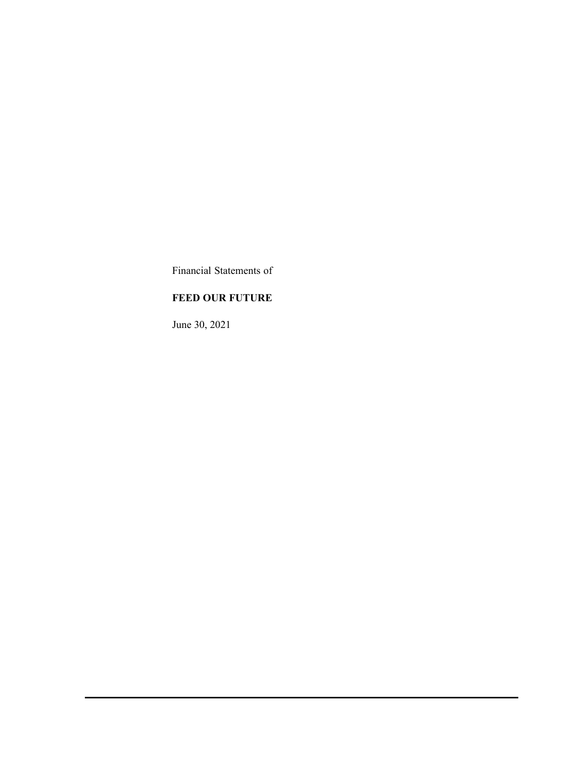Financial Statements of

**FEED OUR FUTURE**

June 30, 2021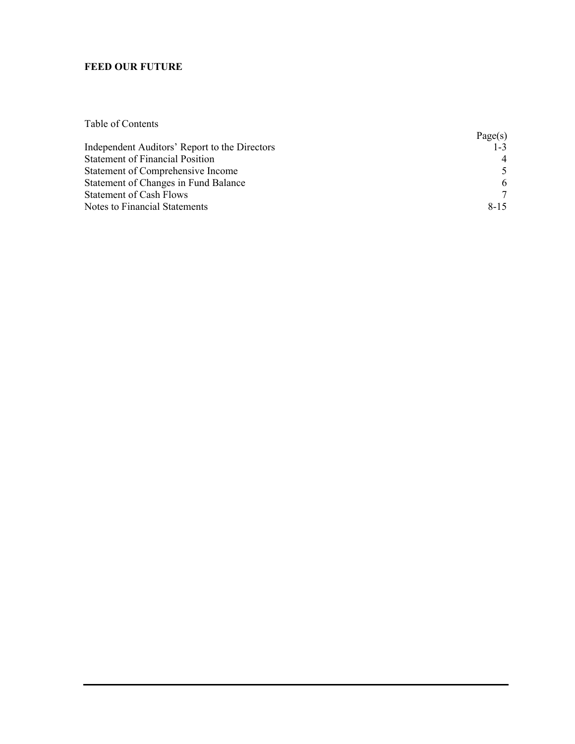**FEED OUR FUTURE**

Table of Contents

| | Page(s) |
|---|---|
| Independent Auditors' Report to the Directors | 1-3 |
| Statement of Financial Position | 4 |
| Statement of Comprehensive Income | 5 |
| Statement of Changes in Fund Balance | 6 |
| Statement of Cash Flows | 7 |
| Notes to Financial Statements | 8-15 |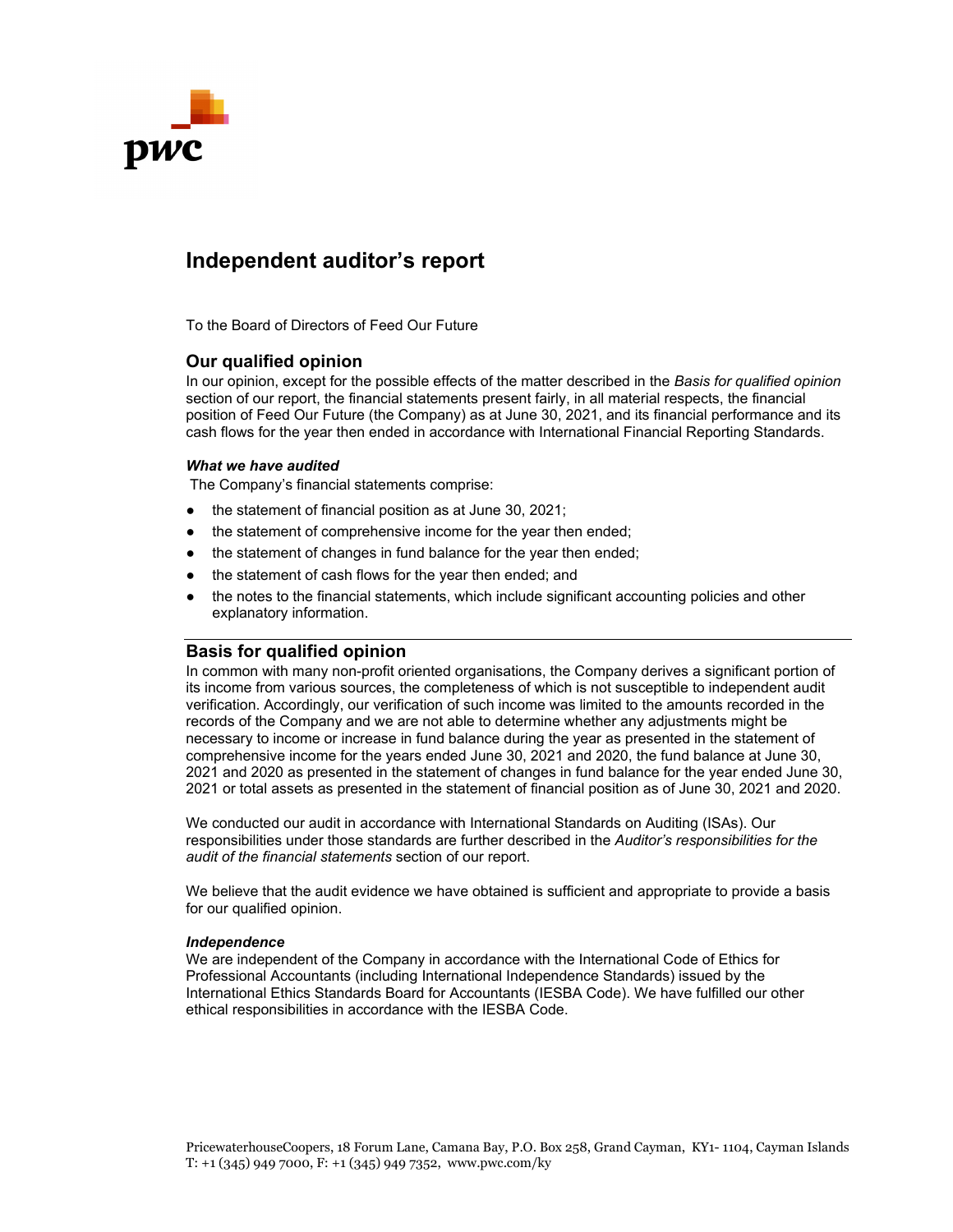# Independent auditor's report

To the Board of Directors of Feed Our Future

## Our qualified opinion

In our opinion, except for the possible effects of the matter described in the *Basis for qualified opinion* section of our report, the financial statements present fairly, in all material respects, the financial position of Feed Our Future (the Company) as at June 30, 2021, and its financial performance and its cash flows for the year then ended in accordance with International Financial Reporting Standards.

### *What we have audited*

The Company's financial statements comprise:

- the statement of financial position as at June 30, 2021;
- the statement of comprehensive income for the year then ended;
- the statement of changes in fund balance for the year then ended;
- the statement of cash flows for the year then ended; and
- the notes to the financial statements, which include significant accounting policies and other explanatory information.

## Basis for qualified opinion

In common with many non-profit oriented organisations, the Company derives a significant portion of its income from various sources, the completeness of which is not susceptible to independent audit verification. Accordingly, our verification of such income was limited to the amounts recorded in the records of the Company and we are not able to determine whether any adjustments might be necessary to income or increase in fund balance during the year as presented in the statement of comprehensive income for the years ended June 30, 2021 and 2020, the fund balance at June 30, 2021 and 2020 as presented in the statement of changes in fund balance for the year ended June 30, 2021 or total assets as presented in the statement of financial position as of June 30, 2021 and 2020.

We conducted our audit in accordance with International Standards on Auditing (ISAs). Our responsibilities under those standards are further described in the *Auditor's responsibilities for the audit of the financial statements* section of our report.

We believe that the audit evidence we have obtained is sufficient and appropriate to provide a basis for our qualified opinion.

### *Independence*

We are independent of the Company in accordance with the International Code of Ethics for Professional Accountants (including International Independence Standards) issued by the International Ethics Standards Board for Accountants (IESBA Code). We have fulfilled our other ethical responsibilities in accordance with the IESBA Code.

PricewaterhouseCoopers, 18 Forum Lane, Camana Bay, P.O. Box 258, Grand Cayman, KY1- 1104, Cayman Islands
T: +1 (345) 949 7000, F: +1 (345) 949 7352, www.pwc.com/ky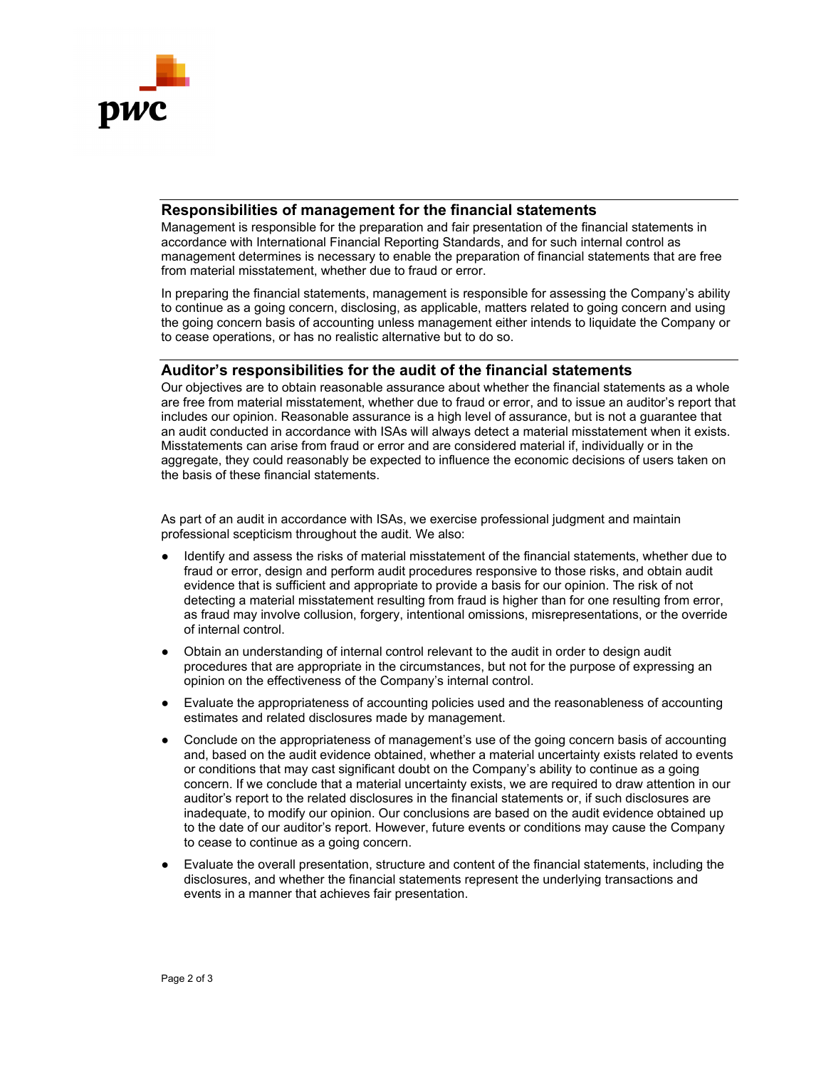## Responsibilities of management for the financial statements

Management is responsible for the preparation and fair presentation of the financial statements in accordance with International Financial Reporting Standards, and for such internal control as management determines is necessary to enable the preparation of financial statements that are free from material misstatement, whether due to fraud or error.

In preparing the financial statements, management is responsible for assessing the Company's ability to continue as a going concern, disclosing, as applicable, matters related to going concern and using the going concern basis of accounting unless management either intends to liquidate the Company or to cease operations, or has no realistic alternative but to do so.

## Auditor's responsibilities for the audit of the financial statements

Our objectives are to obtain reasonable assurance about whether the financial statements as a whole are free from material misstatement, whether due to fraud or error, and to issue an auditor's report that includes our opinion. Reasonable assurance is a high level of assurance, but is not a guarantee that an audit conducted in accordance with ISAs will always detect a material misstatement when it exists. Misstatements can arise from fraud or error and are considered material if, individually or in the aggregate, they could reasonably be expected to influence the economic decisions of users taken on the basis of these financial statements.

As part of an audit in accordance with ISAs, we exercise professional judgment and maintain professional scepticism throughout the audit. We also:

- Identify and assess the risks of material misstatement of the financial statements, whether due to fraud or error, design and perform audit procedures responsive to those risks, and obtain audit evidence that is sufficient and appropriate to provide a basis for our opinion. The risk of not detecting a material misstatement resulting from fraud is higher than for one resulting from error, as fraud may involve collusion, forgery, intentional omissions, misrepresentations, or the override of internal control.
- Obtain an understanding of internal control relevant to the audit in order to design audit procedures that are appropriate in the circumstances, but not for the purpose of expressing an opinion on the effectiveness of the Company's internal control.
- Evaluate the appropriateness of accounting policies used and the reasonableness of accounting estimates and related disclosures made by management.
- Conclude on the appropriateness of management's use of the going concern basis of accounting and, based on the audit evidence obtained, whether a material uncertainty exists related to events or conditions that may cast significant doubt on the Company's ability to continue as a going concern. If we conclude that a material uncertainty exists, we are required to draw attention in our auditor's report to the related disclosures in the financial statements or, if such disclosures are inadequate, to modify our opinion. Our conclusions are based on the audit evidence obtained up to the date of our auditor's report. However, future events or conditions may cause the Company to cease to continue as a going concern.
- Evaluate the overall presentation, structure and content of the financial statements, including the disclosures, and whether the financial statements represent the underlying transactions and events in a manner that achieves fair presentation.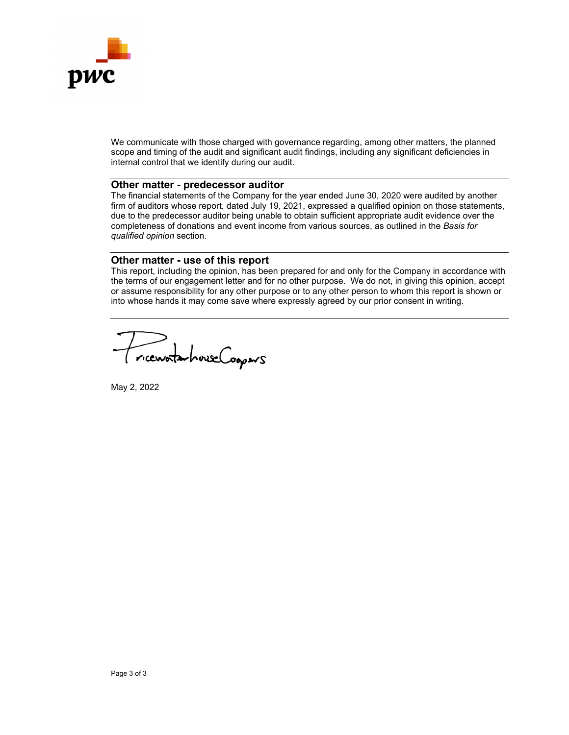We communicate with those charged with governance regarding, among other matters, the planned scope and timing of the audit and significant audit findings, including any significant deficiencies in internal control that we identify during our audit.

## Other matter - predecessor auditor

The financial statements of the Company for the year ended June 30, 2020 were audited by another firm of auditors whose report, dated July 19, 2021, expressed a qualified opinion on those statements, due to the predecessor auditor being unable to obtain sufficient appropriate audit evidence over the completeness of donations and event income from various sources, as outlined in the *Basis for qualified opinion* section.

## Other matter - use of this report

This report, including the opinion, has been prepared for and only for the Company in accordance with the terms of our engagement letter and for no other purpose. We do not, in giving this opinion, accept or assume responsibility for any other purpose or to any other person to whom this report is shown or into whose hands it may come save where expressly agreed by our prior consent in writing.

PricewaterhouseCoopers

May 2, 2022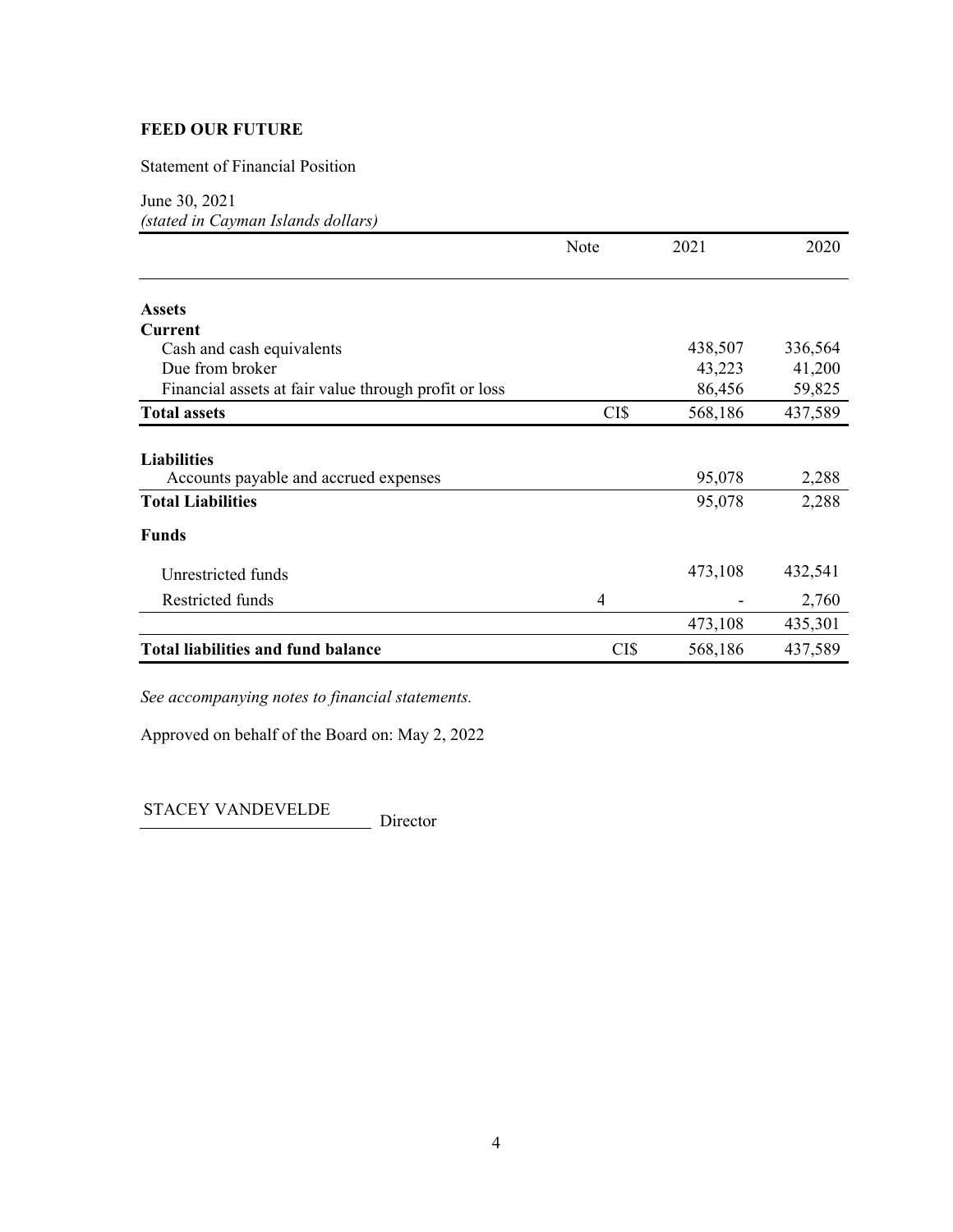**FEED OUR FUTURE**

Statement of Financial Position

June 30, 2021
*(stated in Cayman Islands dollars)*

| | Note | 2021 | 2020 |
|---|---|---|---|
| **Assets** | | | |
| **Current** | | | |
| Cash and cash equivalents | | 438,507 | 336,564 |
| Due from broker | | 43,223 | 41,200 |
| Financial assets at fair value through profit or loss | | 86,456 | 59,825 |
| **Total assets** | CI$ | 568,186 | 437,589 |
| **Liabilities** | | | |
| Accounts payable and accrued expenses | | 95,078 | 2,288 |
| **Total Liabilities** | | 95,078 | 2,288 |
| **Funds** | | | |
| Unrestricted funds | | 473,108 | 432,541 |
| Restricted funds | 4 | - | 2,760 |
| | | 473,108 | 435,301 |
| **Total liabilities and fund balance** | CI$ | 568,186 | 437,589 |

*See accompanying notes to financial statements.*

Approved on behalf of the Board on: May 2, 2022

STACEY VANDEVELDE
Director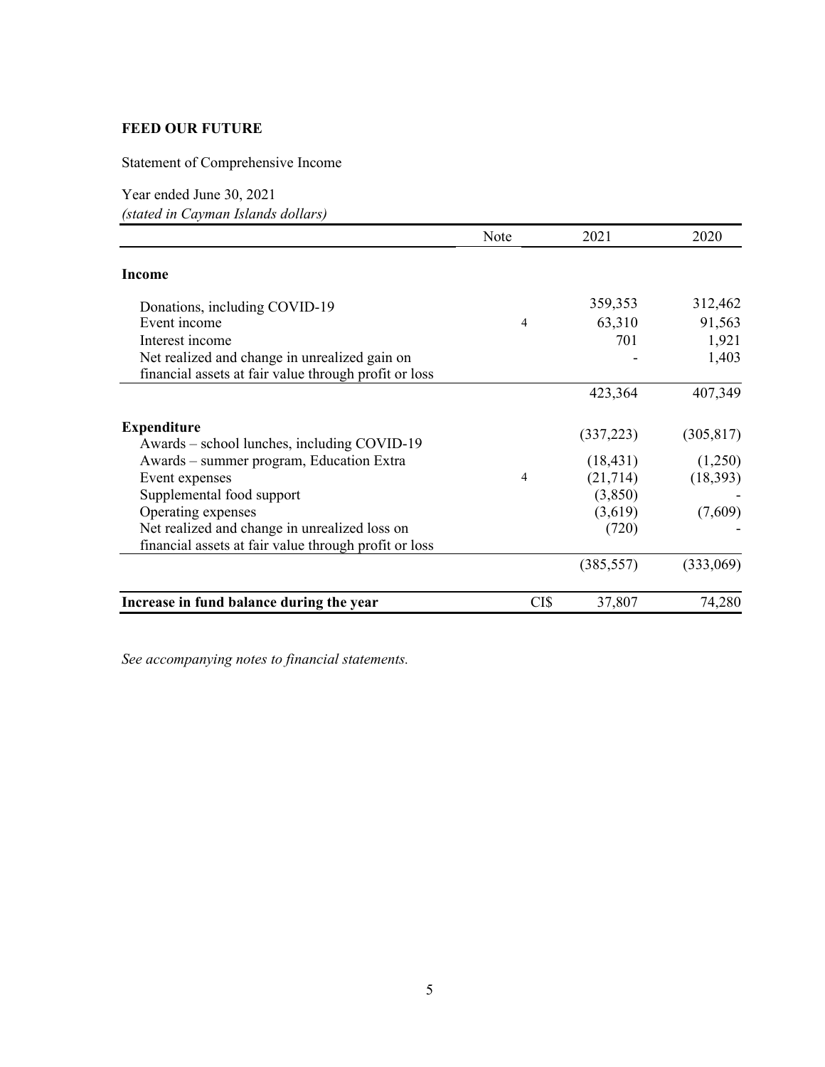**FEED OUR FUTURE**

Statement of Comprehensive Income

Year ended June 30, 2021
*(stated in Cayman Islands dollars)*

| | Note | 2021 | 2020 |
|---|---|---|---|
| **Income** | | | |
| Donations, including COVID-19 | | 359,353 | 312,462 |
| Event income | 4 | 63,310 | 91,563 |
| Interest income | | 701 | 1,921 |
| Net realized and change in unrealized gain on financial assets at fair value through profit or loss | | - | 1,403 |
| | | 423,364 | 407,349 |
| **Expenditure** | | | |
| Awards – school lunches, including COVID-19 | | (337,223) | (305,817) |
| Awards – summer program, Education Extra | | (18,431) | (1,250) |
| Event expenses | 4 | (21,714) | (18,393) |
| Supplemental food support | | (3,850) | - |
| Operating expenses | | (3,619) | (7,609) |
| Net realized and change in unrealized loss on financial assets at fair value through profit or loss | | (720) | - |
| | | (385,557) | (333,069) |
| **Increase in fund balance during the year** | CI$ | 37,807 | 74,280 |

*See accompanying notes to financial statements.*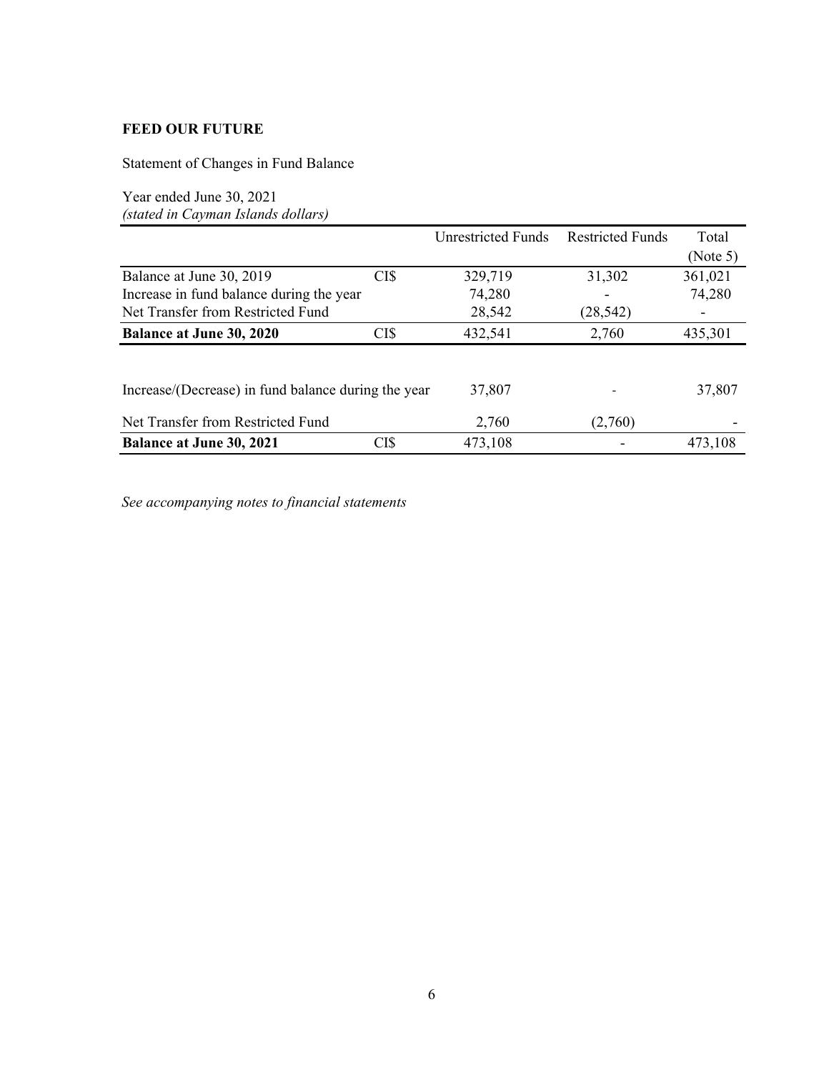**FEED OUR FUTURE**

Statement of Changes in Fund Balance

Year ended June 30, 2021
*(stated in Cayman Islands dollars)*

| | | Unrestricted Funds | Restricted Funds | Total (Note 5) |
|---|---|---|---|---|
| Balance at June 30, 2019 | CI$ | 329,719 | 31,302 | 361,021 |
| Increase in fund balance during the year | | 74,280 | - | 74,280 |
| Net Transfer from Restricted Fund | | 28,542 | (28,542) | - |
| **Balance at June 30, 2020** | CI$ | 432,541 | 2,760 | 435,301 |
| | | | | |
| Increase/(Decrease) in fund balance during the year | | 37,807 | - | 37,807 |
| Net Transfer from Restricted Fund | | 2,760 | (2,760) | - |
| **Balance at June 30, 2021** | CI$ | 473,108 | - | 473,108 |

*See accompanying notes to financial statements*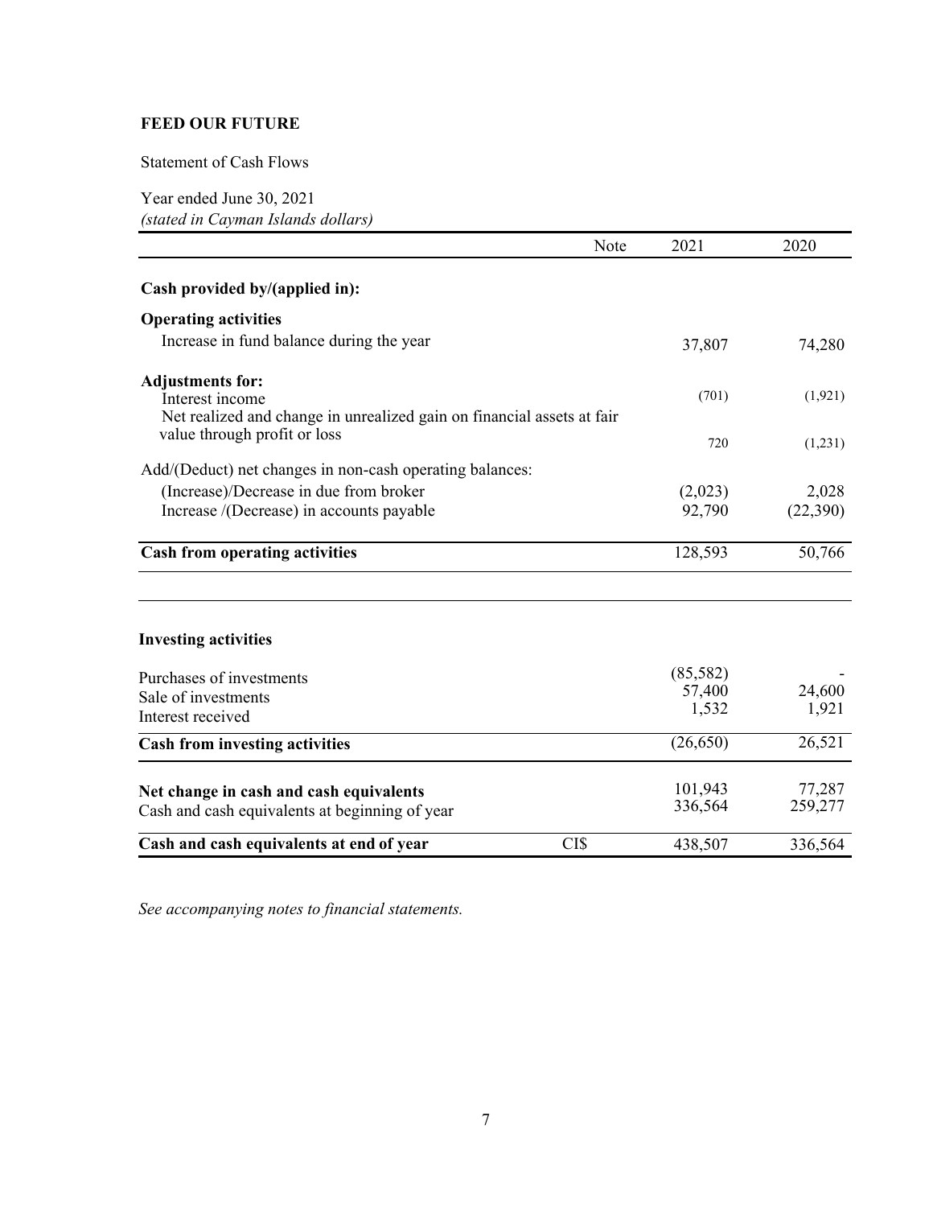**FEED OUR FUTURE**

Statement of Cash Flows

Year ended June 30, 2021
*(stated in Cayman Islands dollars)*

| | Note | 2021 | 2020 |
|---|---|---|---|
| **Cash provided by/(applied in):** | | | |
| **Operating activities** | | | |
| Increase in fund balance during the year | | 37,807 | 74,280 |
| **Adjustments for:** | | | |
| Interest income | | (701) | (1,921) |
| Net realized and change in unrealized gain on financial assets at fair value through profit or loss | | 720 | (1,231) |
| Add/(Deduct) net changes in non-cash operating balances: | | | |
| (Increase)/Decrease in due from broker | | (2,023) | 2,028 |
| Increase /(Decrease) in accounts payable | | 92,790 | (22,390) |
| **Cash from operating activities** | | 128,593 | 50,766 |
| **Investing activities** | | | |
| Purchases of investments | | (85,582) | - |
| Sale of investments | | 57,400 | 24,600 |
| Interest received | | 1,532 | 1,921 |
| **Cash from investing activities** | | (26,650) | 26,521 |
| **Net change in cash and cash equivalents** | | 101,943 | 77,287 |
| Cash and cash equivalents at beginning of year | | 336,564 | 259,277 |
| **Cash and cash equivalents at end of year** | CI$ | 438,507 | 336,564 |

*See accompanying notes to financial statements.*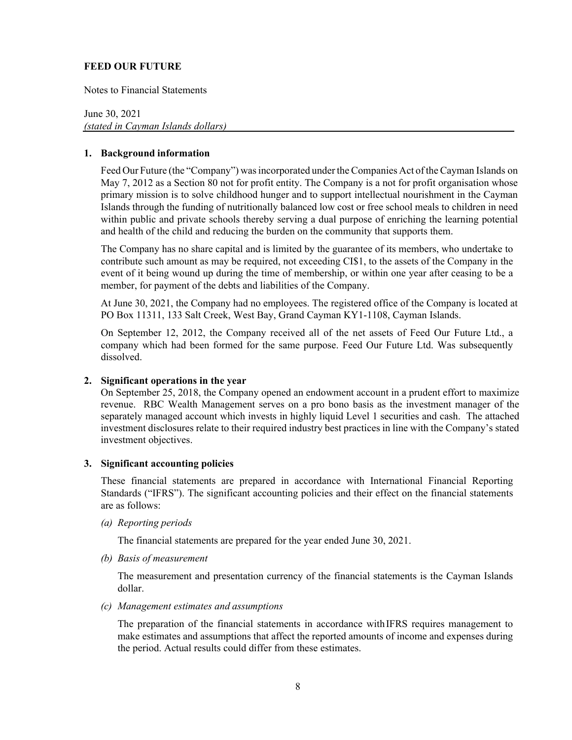**FEED OUR FUTURE**

Notes to Financial Statements

June 30, 2021
*(stated in Cayman Islands dollars)*

## 1. Background information

Feed Our Future (the "Company") was incorporated under the Companies Act of the Cayman Islands on May 7, 2012 as a Section 80 not for profit entity. The Company is a not for profit organisation whose primary mission is to solve childhood hunger and to support intellectual nourishment in the Cayman Islands through the funding of nutritionally balanced low cost or free school meals to children in need within public and private schools thereby serving a dual purpose of enriching the learning potential and health of the child and reducing the burden on the community that supports them.

The Company has no share capital and is limited by the guarantee of its members, who undertake to contribute such amount as may be required, not exceeding CI$1, to the assets of the Company in the event of it being wound up during the time of membership, or within one year after ceasing to be a member, for payment of the debts and liabilities of the Company.

At June 30, 2021, the Company had no employees. The registered office of the Company is located at PO Box 11311, 133 Salt Creek, West Bay, Grand Cayman KY1-1108, Cayman Islands.

On September 12, 2012, the Company received all of the net assets of Feed Our Future Ltd., a company which had been formed for the same purpose. Feed Our Future Ltd. Was subsequently dissolved.

## 2. Significant operations in the year

On September 25, 2018, the Company opened an endowment account in a prudent effort to maximize revenue. RBC Wealth Management serves on a pro bono basis as the investment manager of the separately managed account which invests in highly liquid Level 1 securities and cash. The attached investment disclosures relate to their required industry best practices in line with the Company's stated investment objectives.

## 3. Significant accounting policies

These financial statements are prepared in accordance with International Financial Reporting Standards ("IFRS"). The significant accounting policies and their effect on the financial statements are as follows:

*(a) Reporting periods*

The financial statements are prepared for the year ended June 30, 2021.

*(b) Basis of measurement*

The measurement and presentation currency of the financial statements is the Cayman Islands dollar.

*(c) Management estimates and assumptions*

The preparation of the financial statements in accordance with IFRS requires management to make estimates and assumptions that affect the reported amounts of income and expenses during the period. Actual results could differ from these estimates.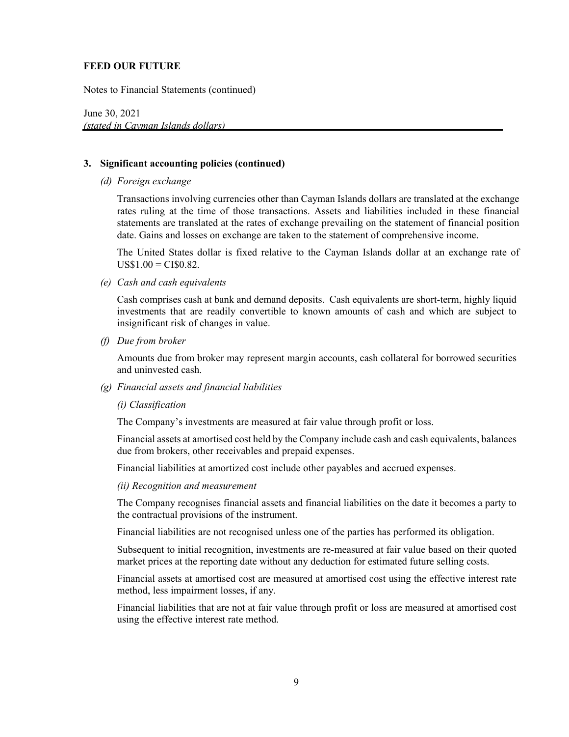**FEED OUR FUTURE**

Notes to Financial Statements (continued)

June 30, 2021
*(stated in Cayman Islands dollars)*

## 3. Significant accounting policies (continued)

*(d) Foreign exchange*

Transactions involving currencies other than Cayman Islands dollars are translated at the exchange rates ruling at the time of those transactions. Assets and liabilities included in these financial statements are translated at the rates of exchange prevailing on the statement of financial position date. Gains and losses on exchange are taken to the statement of comprehensive income.

The United States dollar is fixed relative to the Cayman Islands dollar at an exchange rate of US$1.00 = CI$0.82.

*(e) Cash and cash equivalents*

Cash comprises cash at bank and demand deposits. Cash equivalents are short-term, highly liquid investments that are readily convertible to known amounts of cash and which are subject to insignificant risk of changes in value.

*(f) Due from broker*

Amounts due from broker may represent margin accounts, cash collateral for borrowed securities and uninvested cash.

*(g) Financial assets and financial liabilities*

*(i) Classification*

The Company's investments are measured at fair value through profit or loss.

Financial assets at amortised cost held by the Company include cash and cash equivalents, balances due from brokers, other receivables and prepaid expenses.

Financial liabilities at amortized cost include other payables and accrued expenses.

*(ii) Recognition and measurement*

The Company recognises financial assets and financial liabilities on the date it becomes a party to the contractual provisions of the instrument.

Financial liabilities are not recognised unless one of the parties has performed its obligation.

Subsequent to initial recognition, investments are re-measured at fair value based on their quoted market prices at the reporting date without any deduction for estimated future selling costs.

Financial assets at amortised cost are measured at amortised cost using the effective interest rate method, less impairment losses, if any.

Financial liabilities that are not at fair value through profit or loss are measured at amortised cost using the effective interest rate method.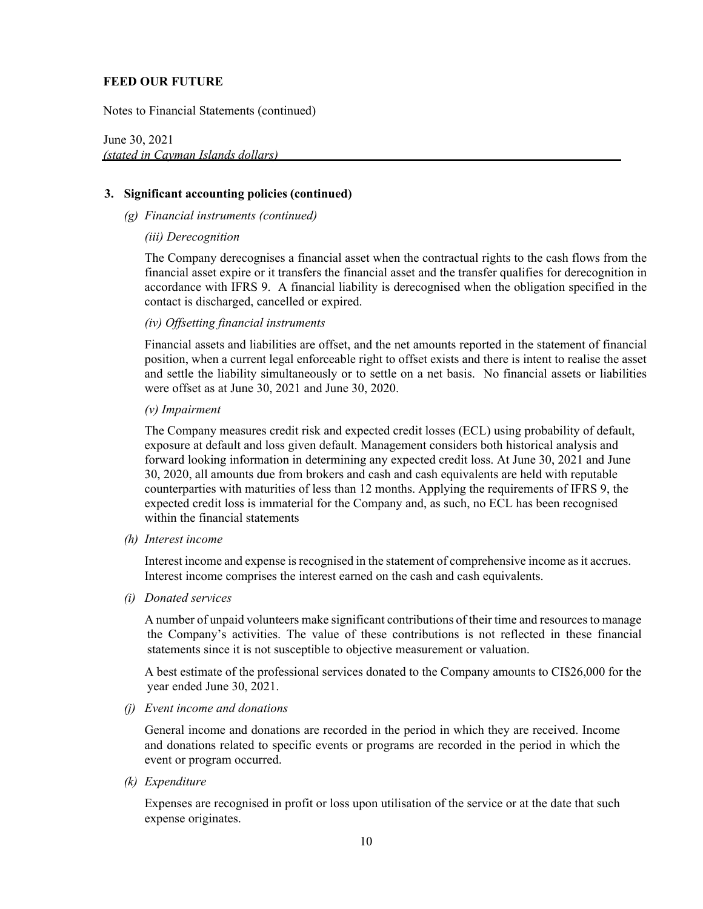**FEED OUR FUTURE**

Notes to Financial Statements (continued)

June 30, 2021
*(stated in Cayman Islands dollars)*

**3. Significant accounting policies (continued)**

*(g) Financial instruments (continued)*

*(iii) Derecognition*

The Company derecognises a financial asset when the contractual rights to the cash flows from the financial asset expire or it transfers the financial asset and the transfer qualifies for derecognition in accordance with IFRS 9. A financial liability is derecognised when the obligation specified in the contact is discharged, cancelled or expired.

*(iv) Offsetting financial instruments*

Financial assets and liabilities are offset, and the net amounts reported in the statement of financial position, when a current legal enforceable right to offset exists and there is intent to realise the asset and settle the liability simultaneously or to settle on a net basis. No financial assets or liabilities were offset as at June 30, 2021 and June 30, 2020.

*(v) Impairment*

The Company measures credit risk and expected credit losses (ECL) using probability of default, exposure at default and loss given default. Management considers both historical analysis and forward looking information in determining any expected credit loss. At June 30, 2021 and June 30, 2020, all amounts due from brokers and cash and cash equivalents are held with reputable counterparties with maturities of less than 12 months. Applying the requirements of IFRS 9, the expected credit loss is immaterial for the Company and, as such, no ECL has been recognised within the financial statements

*(h) Interest income*

Interest income and expense is recognised in the statement of comprehensive income as it accrues. Interest income comprises the interest earned on the cash and cash equivalents.

*(i) Donated services*

A number of unpaid volunteers make significant contributions of their time and resources to manage the Company's activities. The value of these contributions is not reflected in these financial statements since it is not susceptible to objective measurement or valuation.

A best estimate of the professional services donated to the Company amounts to CI$26,000 for the year ended June 30, 2021.

*(j) Event income and donations*

General income and donations are recorded in the period in which they are received. Income and donations related to specific events or programs are recorded in the period in which the event or program occurred.

*(k) Expenditure*

Expenses are recognised in profit or loss upon utilisation of the service or at the date that such expense originates.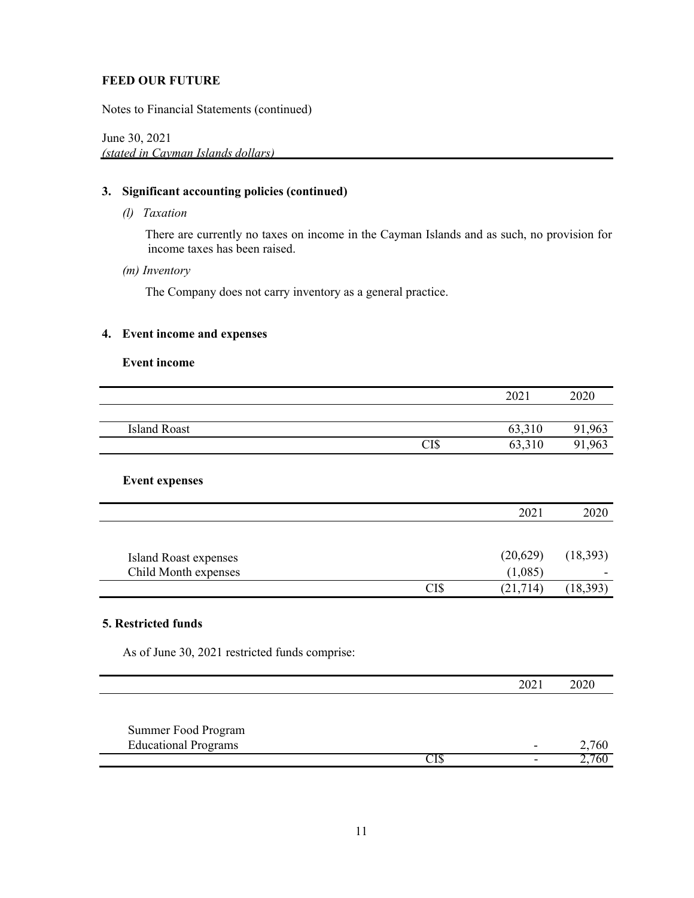**FEED OUR FUTURE**

Notes to Financial Statements (continued)

June 30, 2021
*(stated in Cayman Islands dollars)*

## 3. Significant accounting policies (continued)

*(l) Taxation*

There are currently no taxes on income in the Cayman Islands and as such, no provision for income taxes has been raised.

*(m) Inventory*

The Company does not carry inventory as a general practice.

## 4. Event income and expenses

**Event income**

| | | 2021 | 2020 |
|---|---|---|---|
| Island Roast | | 63,310 | 91,963 |
| | CI$ | 63,310 | 91,963 |

**Event expenses**

| | | 2021 | 2020 |
|---|---|---|---|
| Island Roast expenses | | (20,629) | (18,393) |
| Child Month expenses | | (1,085) | - |
| | CI$ | (21,714) | (18,393) |

## 5. Restricted funds

As of June 30, 2021 restricted funds comprise:

| | | 2021 | 2020 |
|---|---|---|---|
| Summer Food Program | | | |
| Educational Programs | | - | 2,760 |
| | CI$ | - | 2,760 |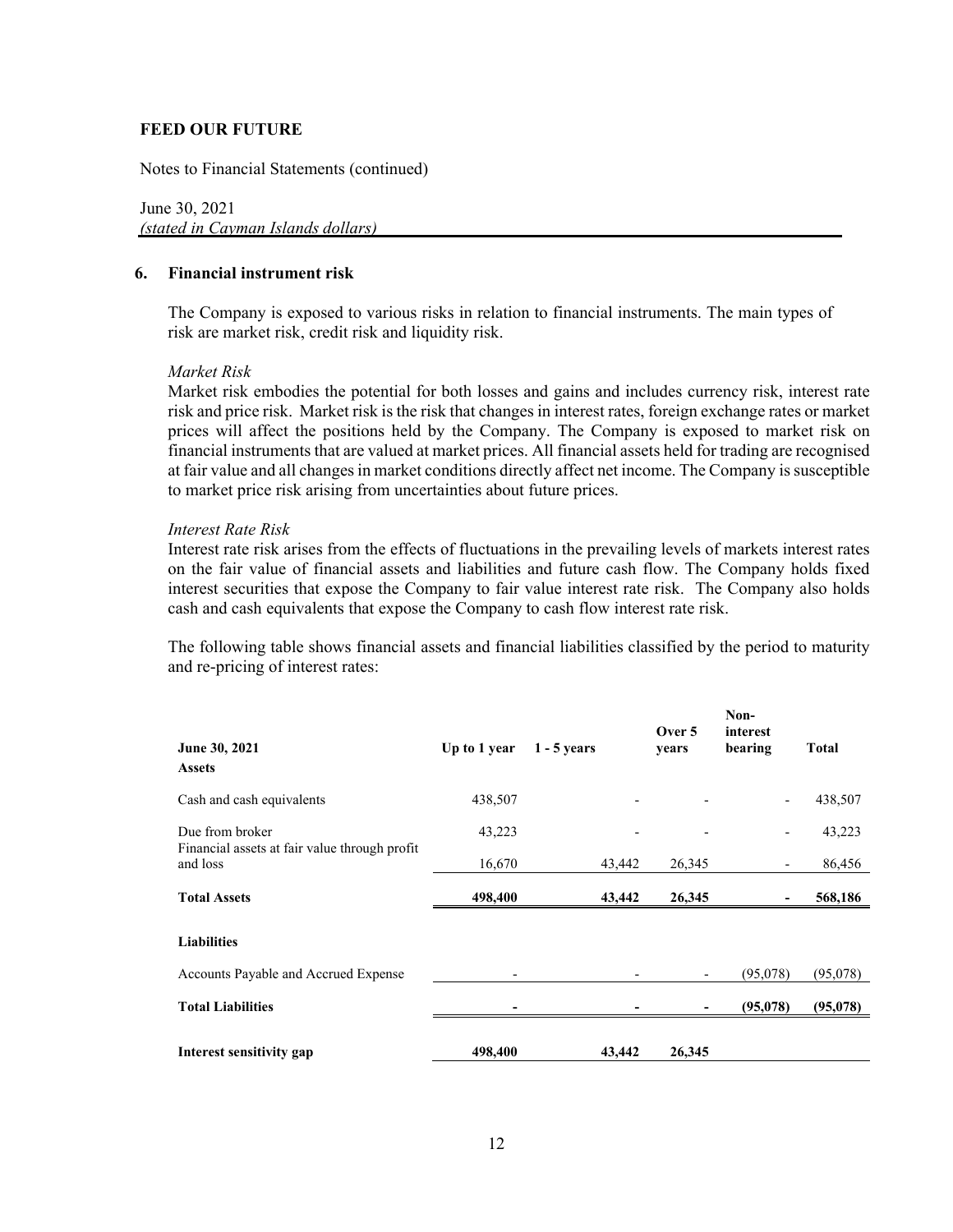**FEED OUR FUTURE**

Notes to Financial Statements (continued)

June 30, 2021
*(stated in Cayman Islands dollars)*

## 6. Financial instrument risk

The Company is exposed to various risks in relation to financial instruments. The main types of risk are market risk, credit risk and liquidity risk.

*Market Risk*
Market risk embodies the potential for both losses and gains and includes currency risk, interest rate risk and price risk. Market risk is the risk that changes in interest rates, foreign exchange rates or market prices will affect the positions held by the Company. The Company is exposed to market risk on financial instruments that are valued at market prices. All financial assets held for trading are recognised at fair value and all changes in market conditions directly affect net income. The Company is susceptible to market price risk arising from uncertainties about future prices.

*Interest Rate Risk*
Interest rate risk arises from the effects of fluctuations in the prevailing levels of markets interest rates on the fair value of financial assets and liabilities and future cash flow. The Company holds fixed interest securities that expose the Company to fair value interest rate risk. The Company also holds cash and cash equivalents that expose the Company to cash flow interest rate risk.

The following table shows financial assets and financial liabilities classified by the period to maturity and re-pricing of interest rates:

| June 30, 2021 | Up to 1 year | 1 - 5 years | Over 5 years | Non-interest bearing | Total |
|---|---|---|---|---|---|
| **Assets** | | | | | |
| Cash and cash equivalents | 438,507 | - | - | - | 438,507 |
| Due from broker | 43,223 | - | - | - | 43,223 |
| Financial assets at fair value through profit and loss | 16,670 | 43,442 | 26,345 | - | 86,456 |
| **Total Assets** | **498,400** | **43,442** | **26,345** | **-** | **568,186** |
| **Liabilities** | | | | | |
| Accounts Payable and Accrued Expense | - | - | - | (95,078) | (95,078) |
| **Total Liabilities** | **-** | **-** | **-** | **(95,078)** | **(95,078)** |
| **Interest sensitivity gap** | **498,400** | **43,442** | **26,345** | | |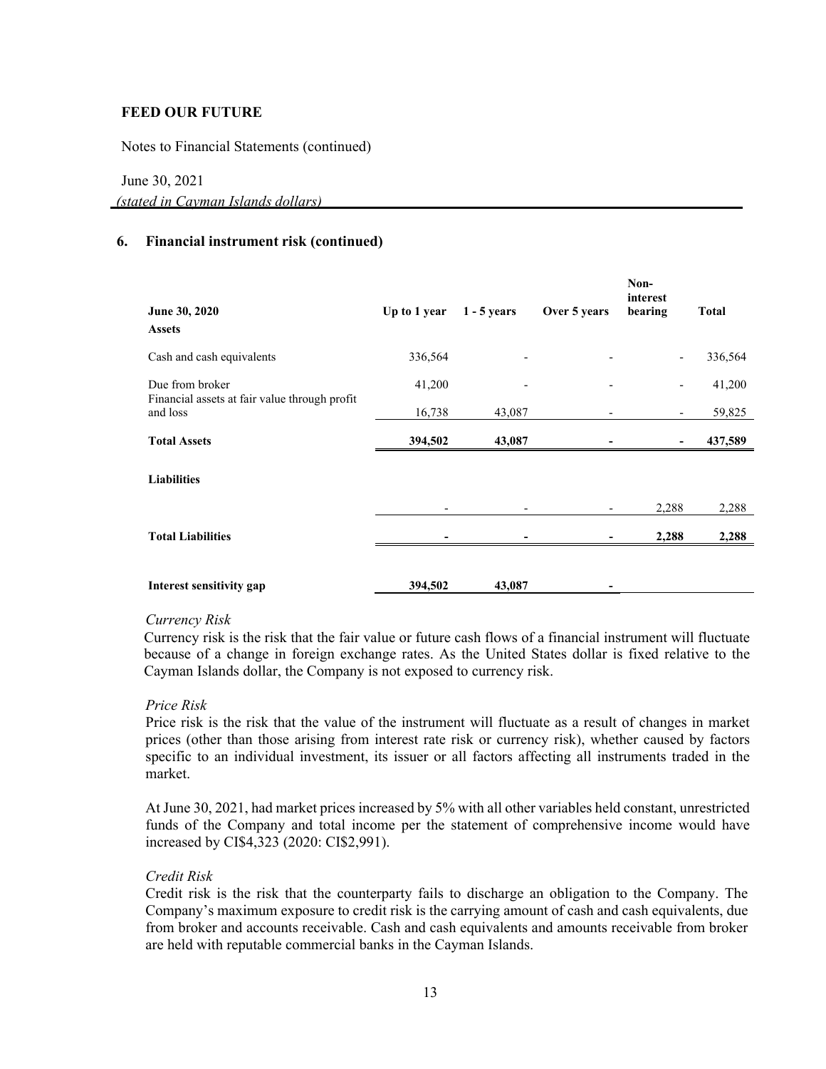**FEED OUR FUTURE**

Notes to Financial Statements (continued)

June 30, 2021

*(stated in Cayman Islands dollars)*

## 6. Financial instrument risk (continued)

| June 30, 2020 | Up to 1 year | 1 - 5 years | Over 5 years | Non-interest bearing | Total |
|---|---|---|---|---|---|
| **Assets** | | | | | |
| Cash and cash equivalents | 336,564 | - | - | - | 336,564 |
| Due from broker | 41,200 | - | - | - | 41,200 |
| Financial assets at fair value through profit and loss | 16,738 | 43,087 | - | - | 59,825 |
| **Total Assets** | **394,502** | **43,087** | **-** | **-** | **437,589** |
| **Liabilities** | | | | | |
| | - | - | - | 2,288 | 2,288 |
| **Total Liabilities** | **-** | **-** | **-** | **2,288** | **2,288** |
| **Interest sensitivity gap** | **394,502** | **43,087** | **-** | | |

*Currency Risk*

Currency risk is the risk that the fair value or future cash flows of a financial instrument will fluctuate because of a change in foreign exchange rates. As the United States dollar is fixed relative to the Cayman Islands dollar, the Company is not exposed to currency risk.

*Price Risk*

Price risk is the risk that the value of the instrument will fluctuate as a result of changes in market prices (other than those arising from interest rate risk or currency risk), whether caused by factors specific to an individual investment, its issuer or all factors affecting all instruments traded in the market.

At June 30, 2021, had market prices increased by 5% with all other variables held constant, unrestricted funds of the Company and total income per the statement of comprehensive income would have increased by CI$4,323 (2020: CI$2,991).

*Credit Risk*

Credit risk is the risk that the counterparty fails to discharge an obligation to the Company. The Company's maximum exposure to credit risk is the carrying amount of cash and cash equivalents, due from broker and accounts receivable. Cash and cash equivalents and amounts receivable from broker are held with reputable commercial banks in the Cayman Islands.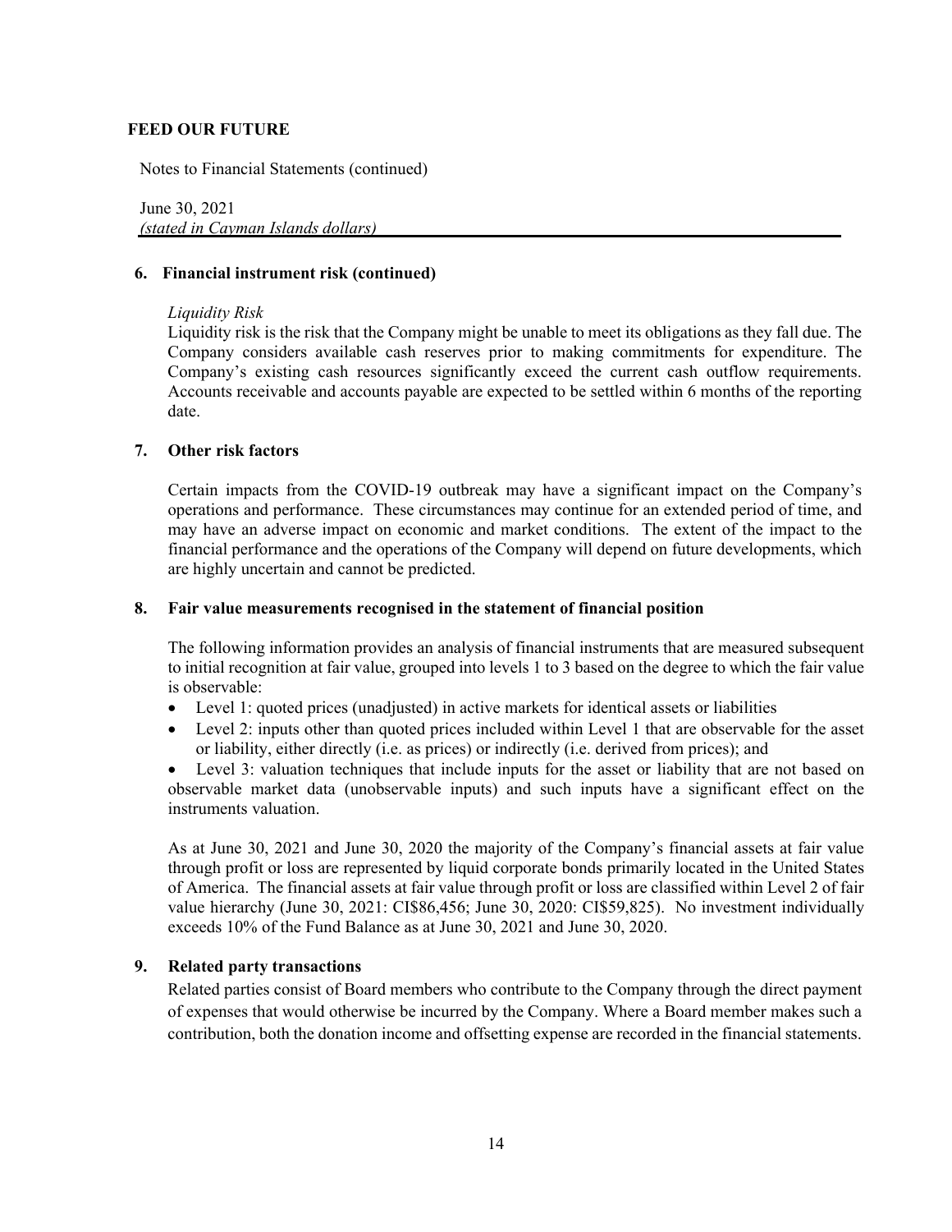**FEED OUR FUTURE**

Notes to Financial Statements (continued)

June 30, 2021
*(stated in Cayman Islands dollars)*

### 6. Financial instrument risk (continued)

*Liquidity Risk*

Liquidity risk is the risk that the Company might be unable to meet its obligations as they fall due. The Company considers available cash reserves prior to making commitments for expenditure. The Company's existing cash resources significantly exceed the current cash outflow requirements. Accounts receivable and accounts payable are expected to be settled within 6 months of the reporting date.

### 7. Other risk factors

Certain impacts from the COVID-19 outbreak may have a significant impact on the Company's operations and performance. These circumstances may continue for an extended period of time, and may have an adverse impact on economic and market conditions. The extent of the impact to the financial performance and the operations of the Company will depend on future developments, which are highly uncertain and cannot be predicted.

### 8. Fair value measurements recognised in the statement of financial position

The following information provides an analysis of financial instruments that are measured subsequent to initial recognition at fair value, grouped into levels 1 to 3 based on the degree to which the fair value is observable:

- Level 1: quoted prices (unadjusted) in active markets for identical assets or liabilities
- Level 2: inputs other than quoted prices included within Level 1 that are observable for the asset or liability, either directly (i.e. as prices) or indirectly (i.e. derived from prices); and
- Level 3: valuation techniques that include inputs for the asset or liability that are not based on observable market data (unobservable inputs) and such inputs have a significant effect on the instruments valuation.

As at June 30, 2021 and June 30, 2020 the majority of the Company's financial assets at fair value through profit or loss are represented by liquid corporate bonds primarily located in the United States of America. The financial assets at fair value through profit or loss are classified within Level 2 of fair value hierarchy (June 30, 2021: CI$86,456; June 30, 2020: CI$59,825). No investment individually exceeds 10% of the Fund Balance as at June 30, 2021 and June 30, 2020.

### 9. Related party transactions

Related parties consist of Board members who contribute to the Company through the direct payment of expenses that would otherwise be incurred by the Company. Where a Board member makes such a contribution, both the donation income and offsetting expense are recorded in the financial statements.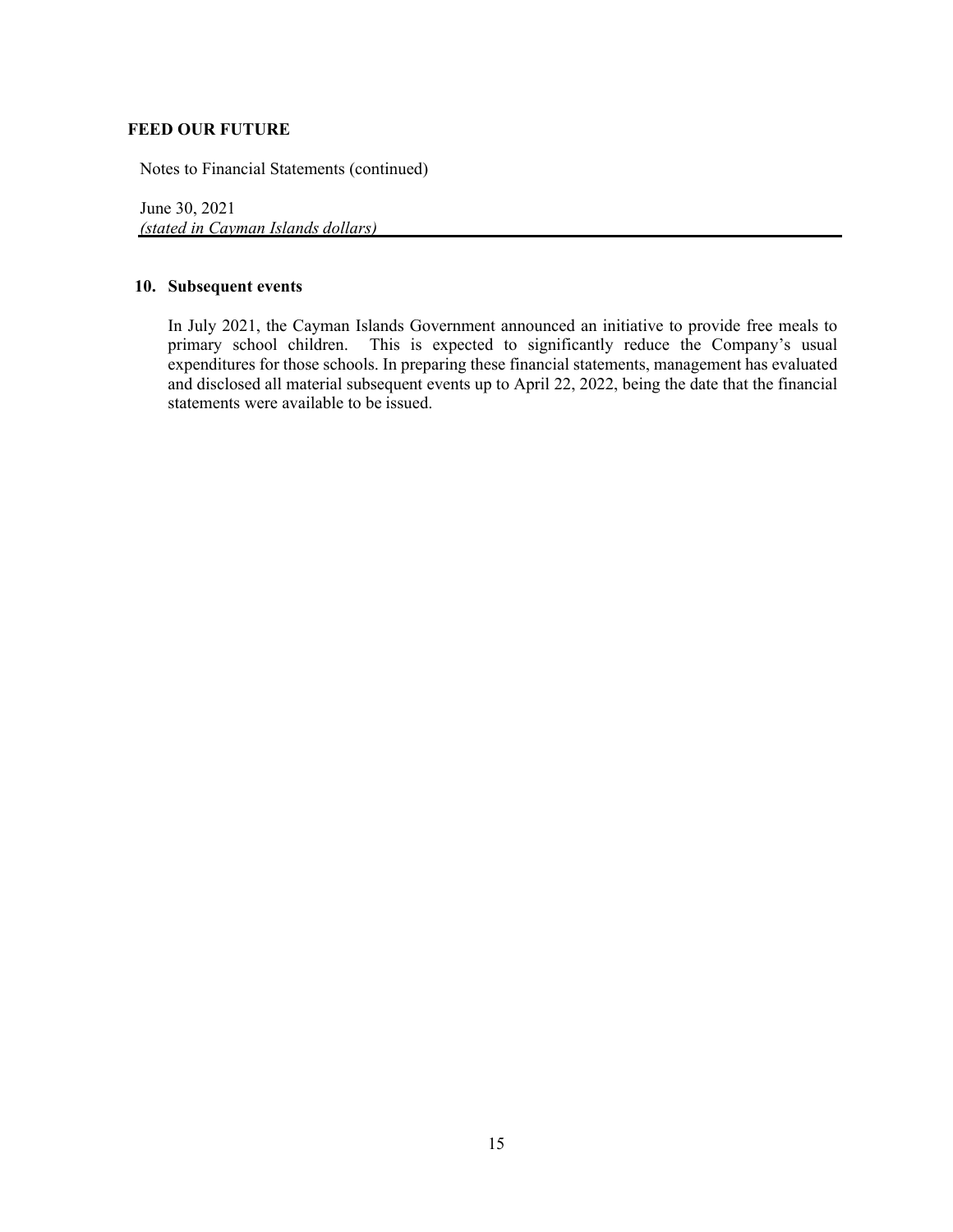**FEED OUR FUTURE**

Notes to Financial Statements (continued)

June 30, 2021
*(stated in Cayman Islands dollars)*

## 10. Subsequent events

In July 2021, the Cayman Islands Government announced an initiative to provide free meals to primary school children. This is expected to significantly reduce the Company's usual expenditures for those schools. In preparing these financial statements, management has evaluated and disclosed all material subsequent events up to April 22, 2022, being the date that the financial statements were available to be issued.